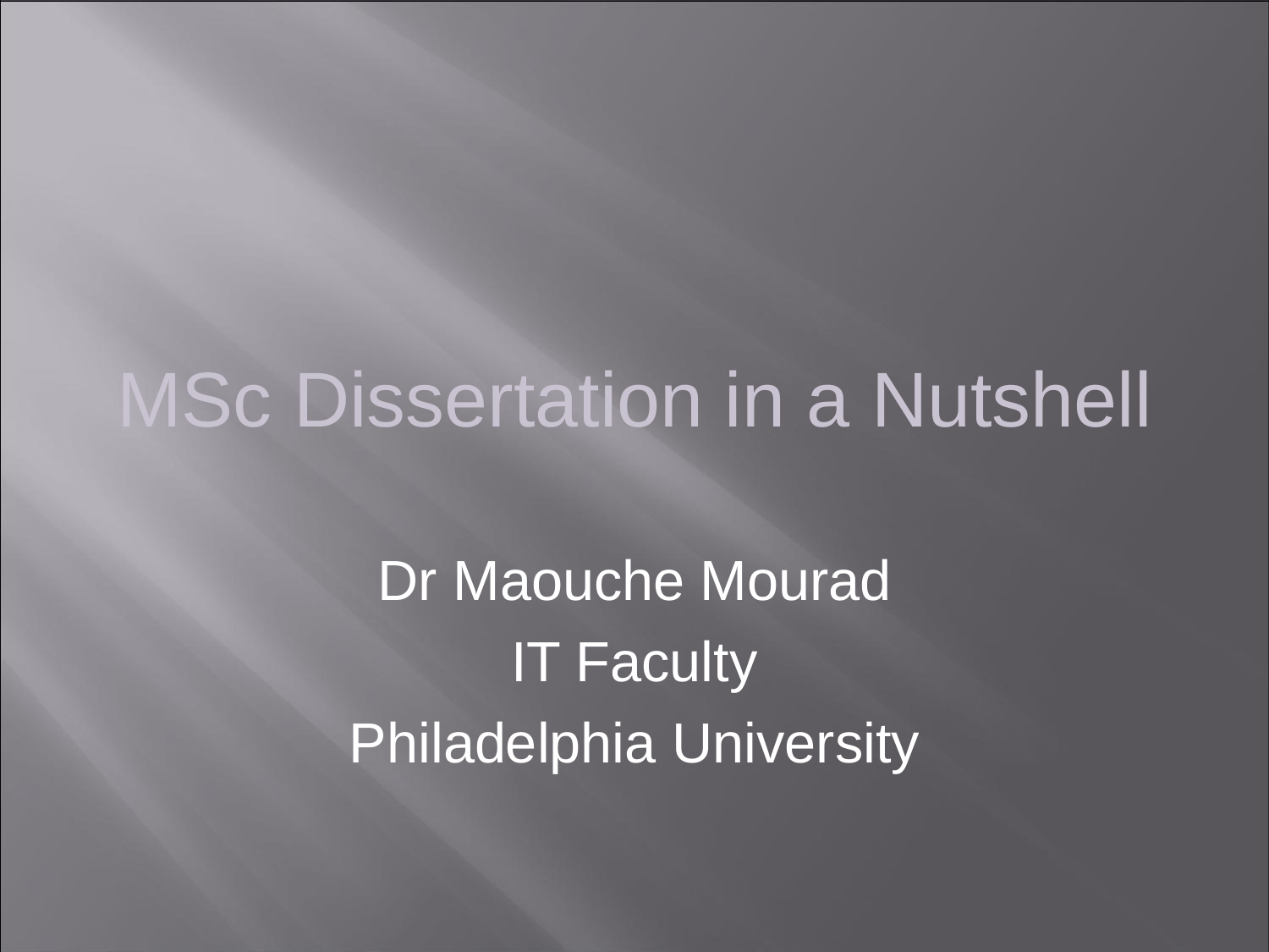# MSc Dissertation in a Nutshell

Dr Maouche Mourad

IT Faculty

Philadelphia University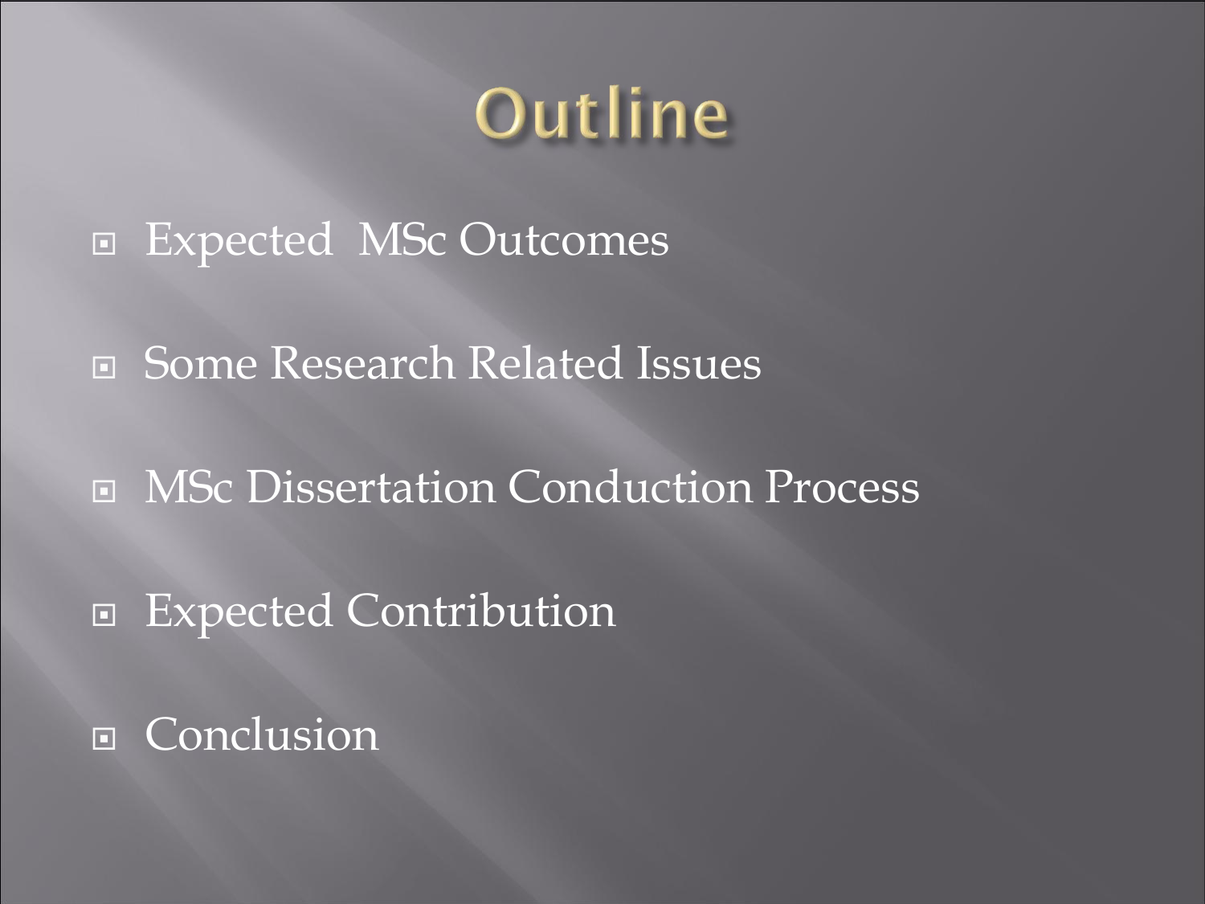# Outline

- Expected MSc Outcomes
- Some Research Related Issues
- MSc Dissertation Conduction Process
- Expected Contribution
- Conclusion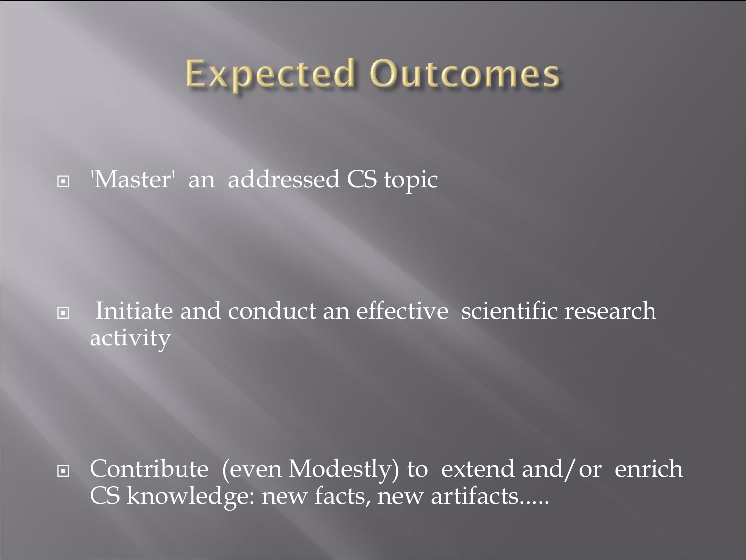# Expected Outcomes

- 'Master' an addressed CS topic

- Initiate and conduct an effective scientific research activity

- Contribute (even Modestly) to extend and/or enrich CS knowledge: new facts, new artifacts.....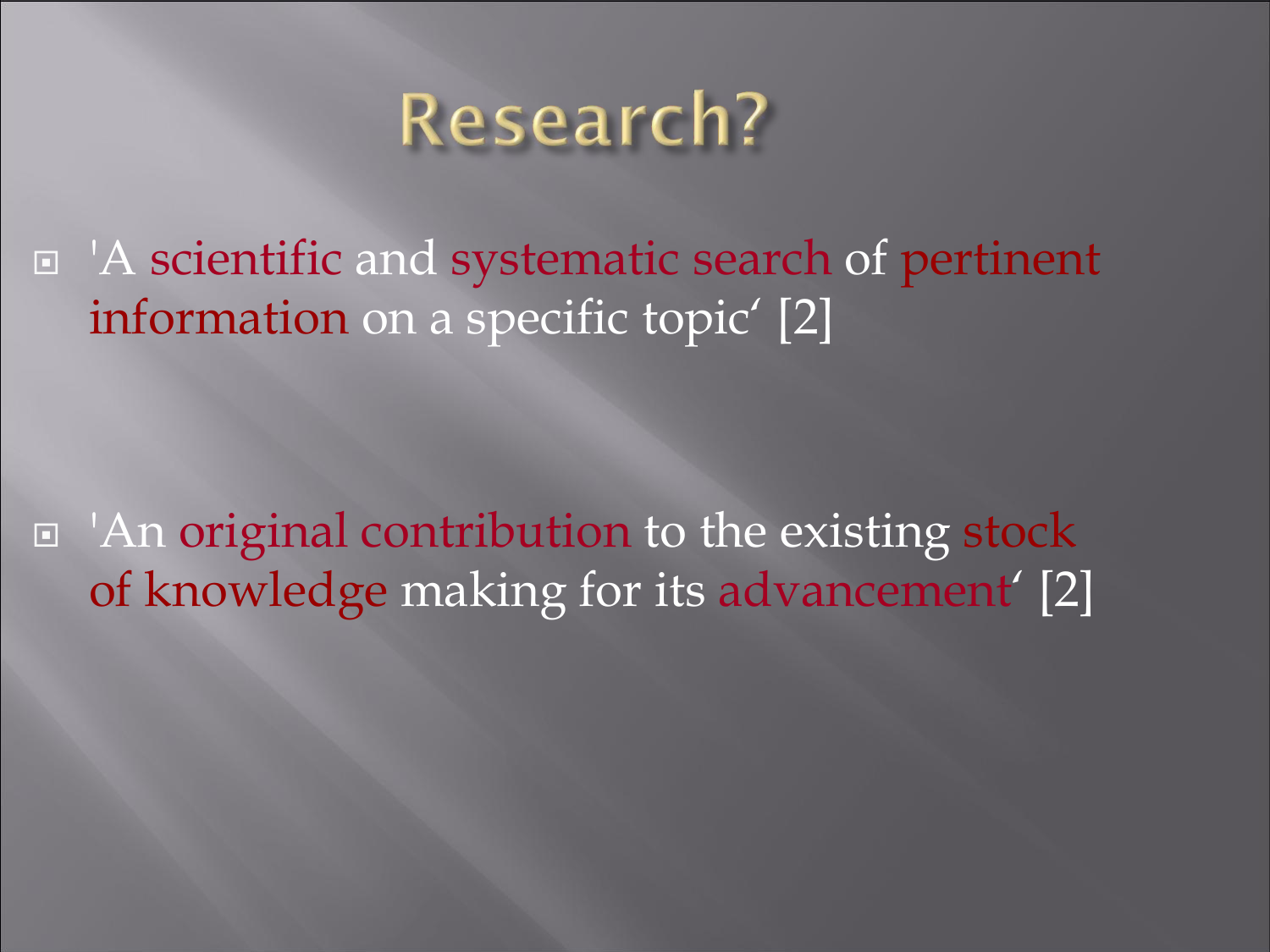# Research?

- 'A scientific and systematic search of pertinent information on a specific topic‘ [2]

- 'An original contribution to the existing stock of knowledge making for its advancement‘ [2]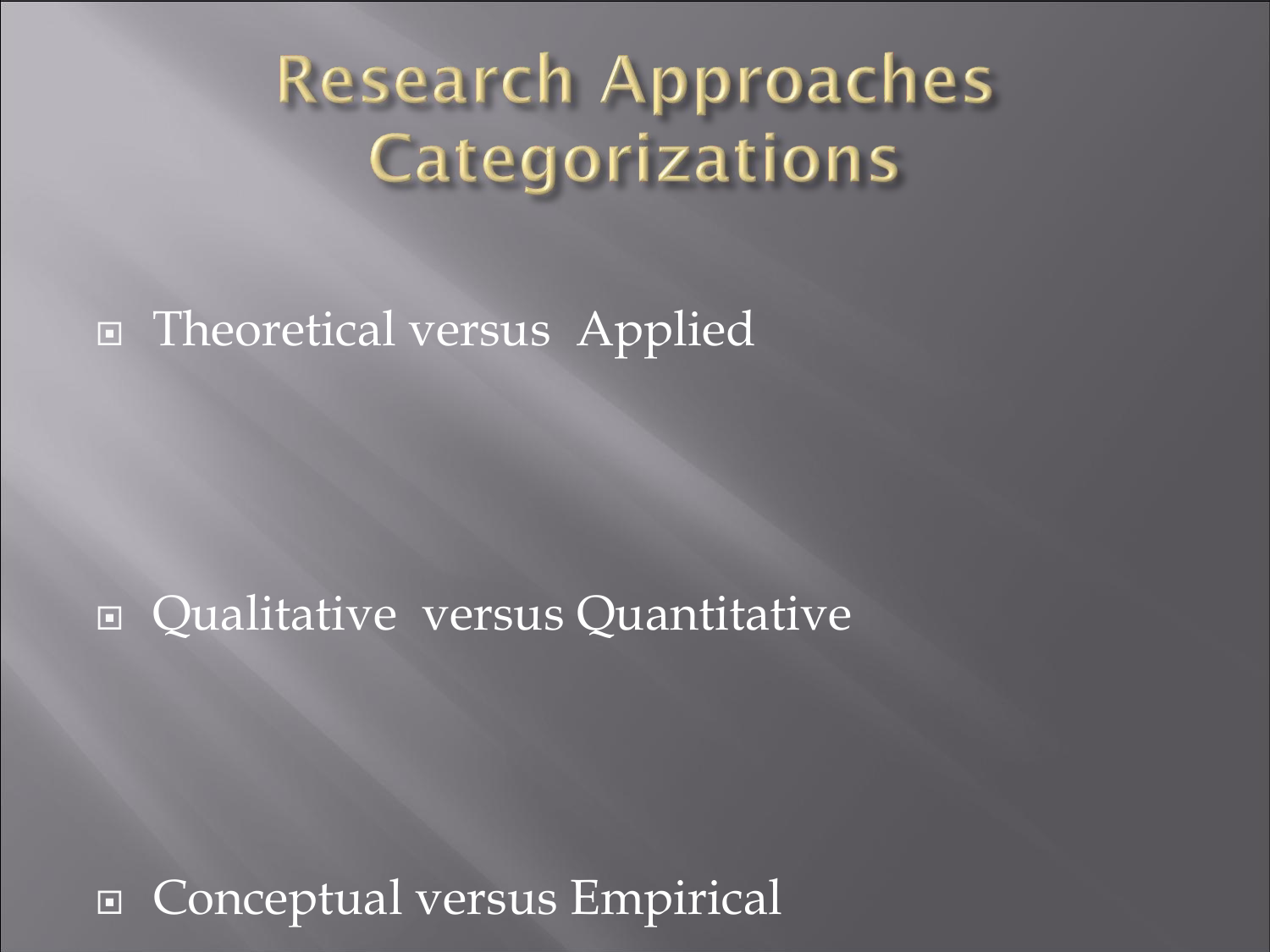# Research Approaches Categorizations

- Theoretical versus Applied
- Qualitative versus Quantitative
- Conceptual versus Empirical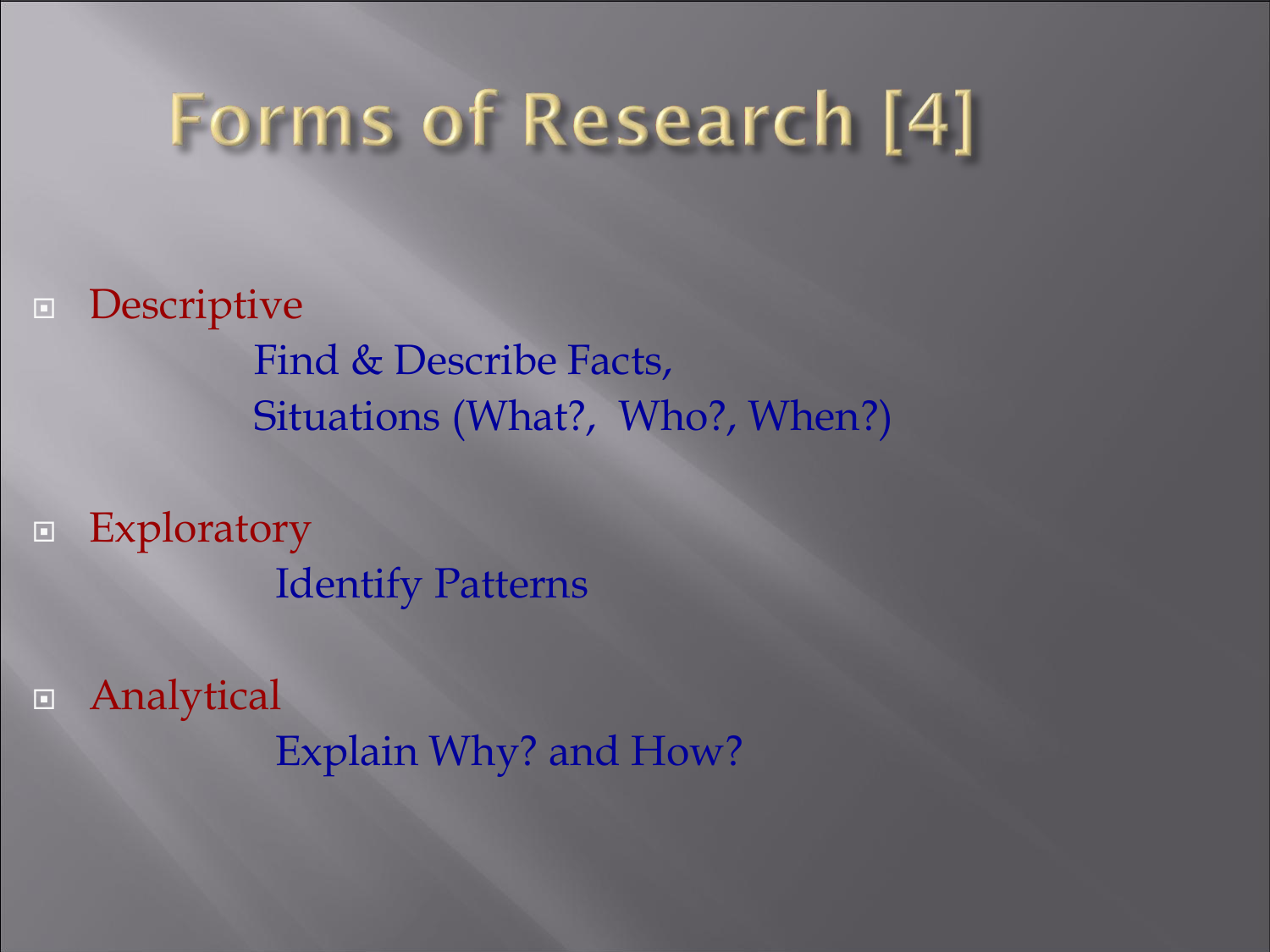# Forms of Research [4]

- Descriptive
  - Find & Describe Facts, Situations (What?, Who?, When?)
- Exploratory
  - Identify Patterns
- Analytical
  - Explain Why? and How?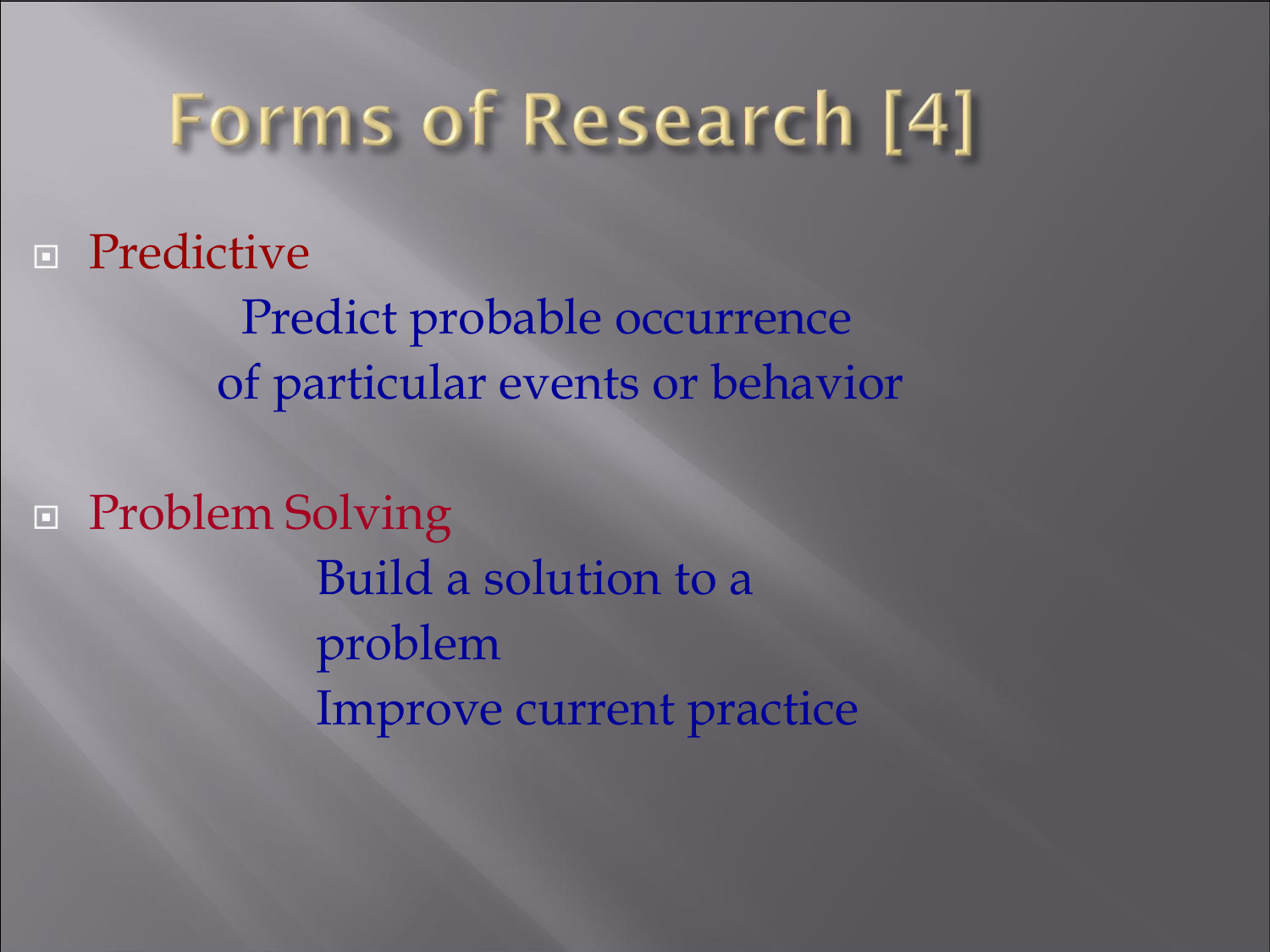# Forms of Research [4]

- Predictive

  Predict probable occurrence of particular events or behavior

- Problem Solving

  Build a solution to a problem

  Improve current practice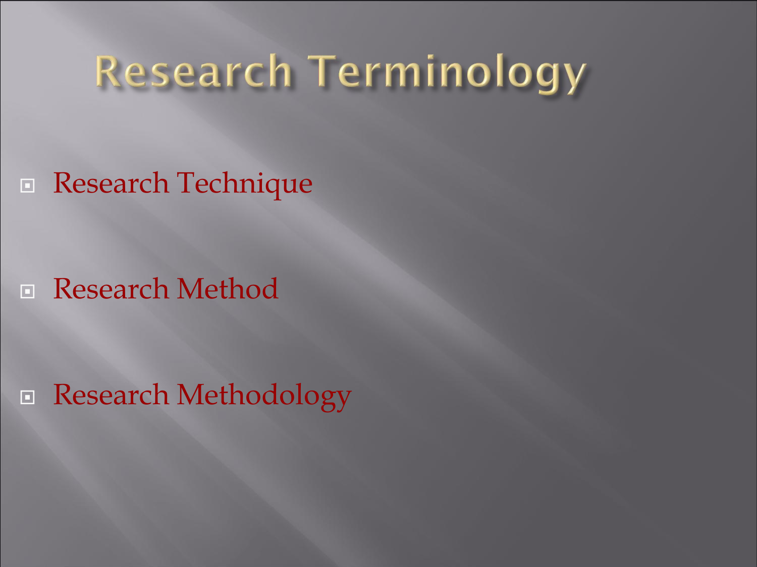# Research Terminology

- Research Technique
- Research Method
- Research Methodology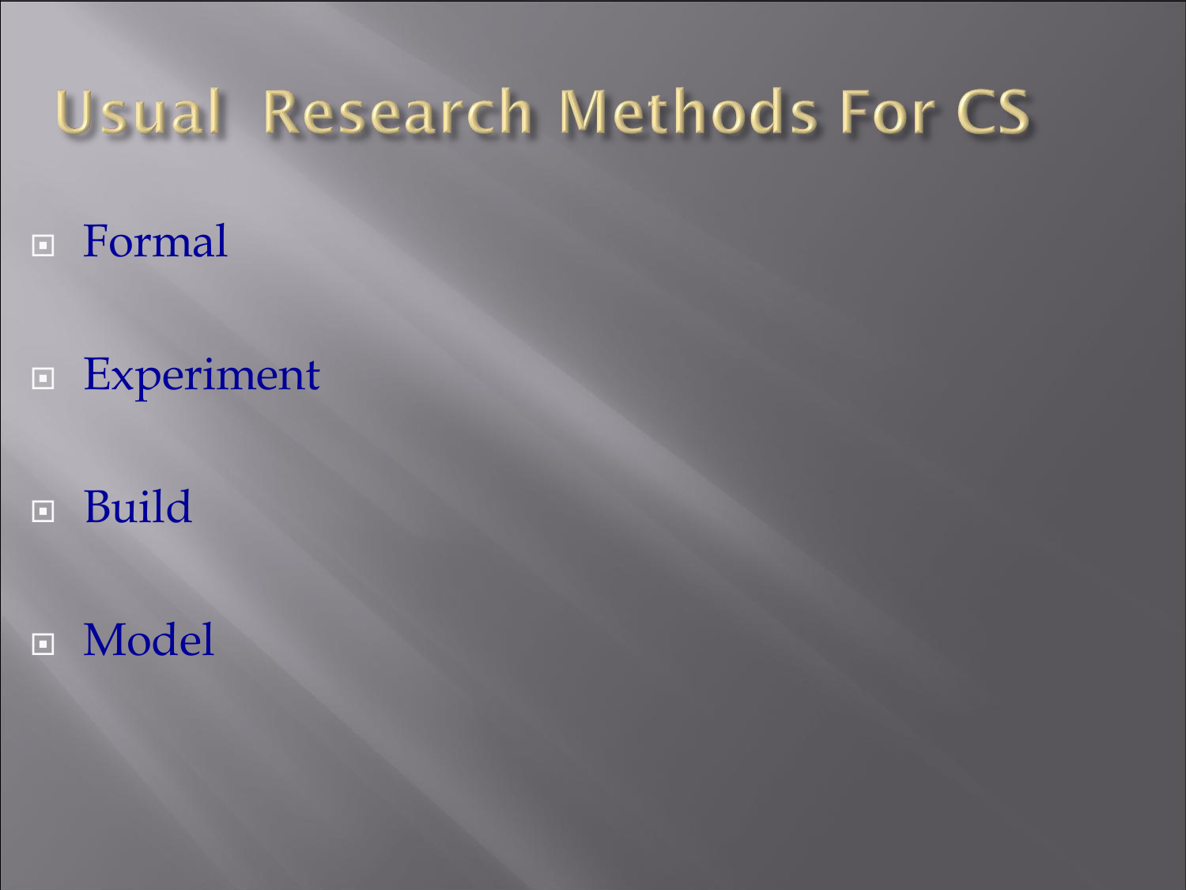# Usual Research Methods For CS

- Formal
- Experiment
- Build
- Model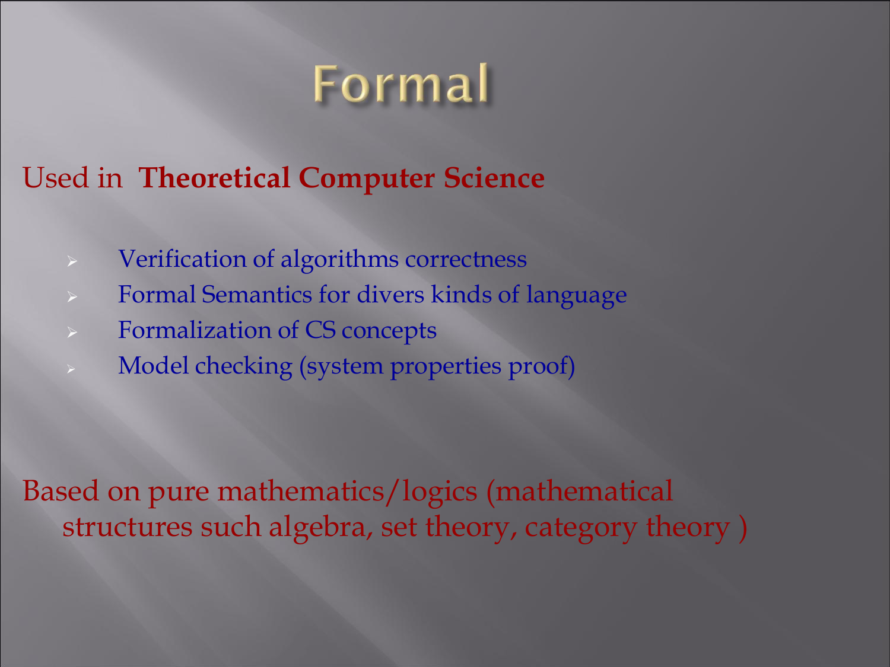# Formal

Used in **Theoretical Computer Science**

- Verification of algorithms correctness
- Formal Semantics for divers kinds of language
- Formalization of CS concepts
- Model checking (system properties proof)

Based on pure mathematics/logics (mathematical structures such algebra, set theory, category theory )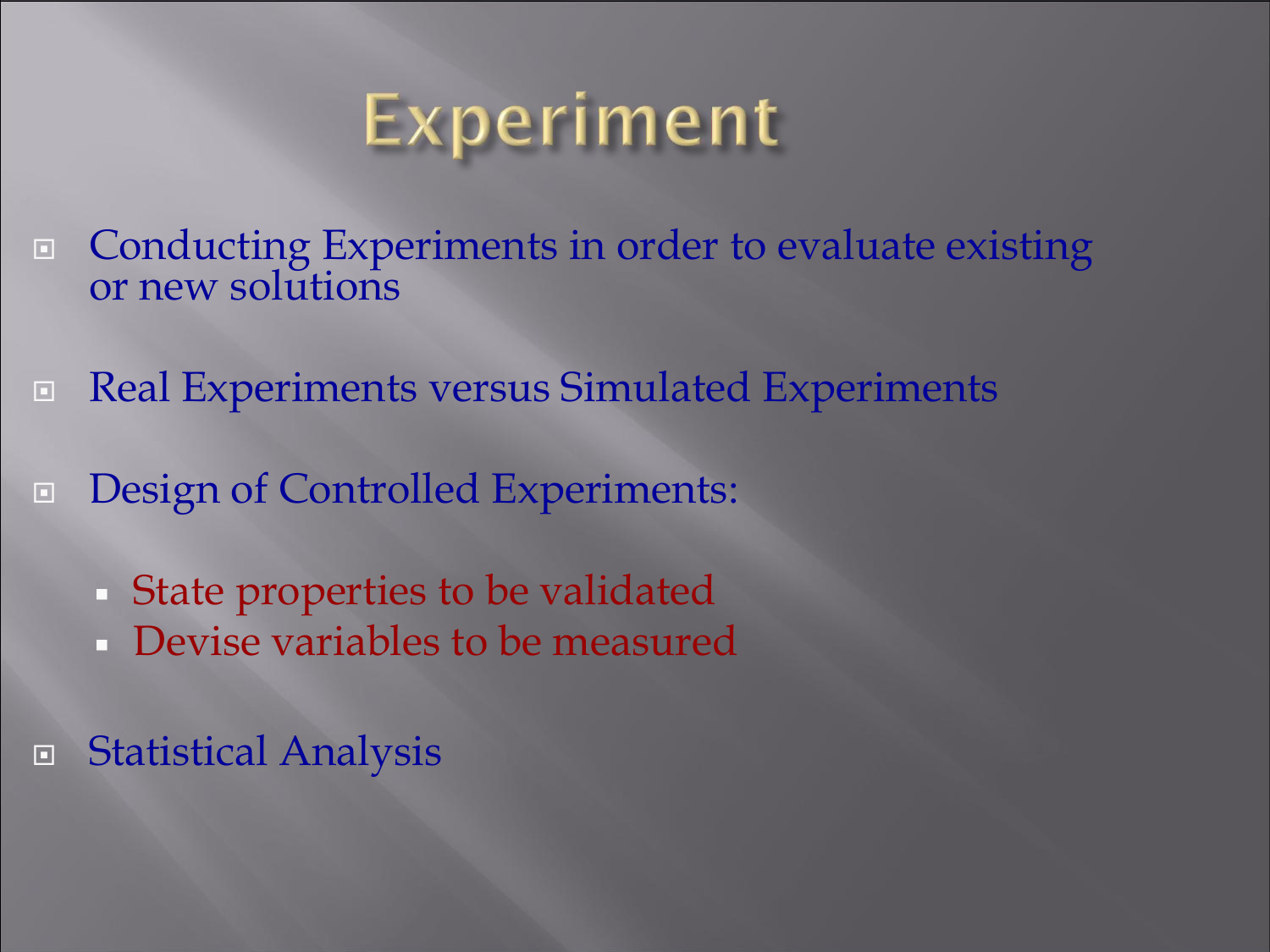# Experiment

- Conducting Experiments in order to evaluate existing or new solutions
- Real Experiments versus Simulated Experiments
- Design of Controlled Experiments:
  - State properties to be validated
  - Devise variables to be measured
- Statistical Analysis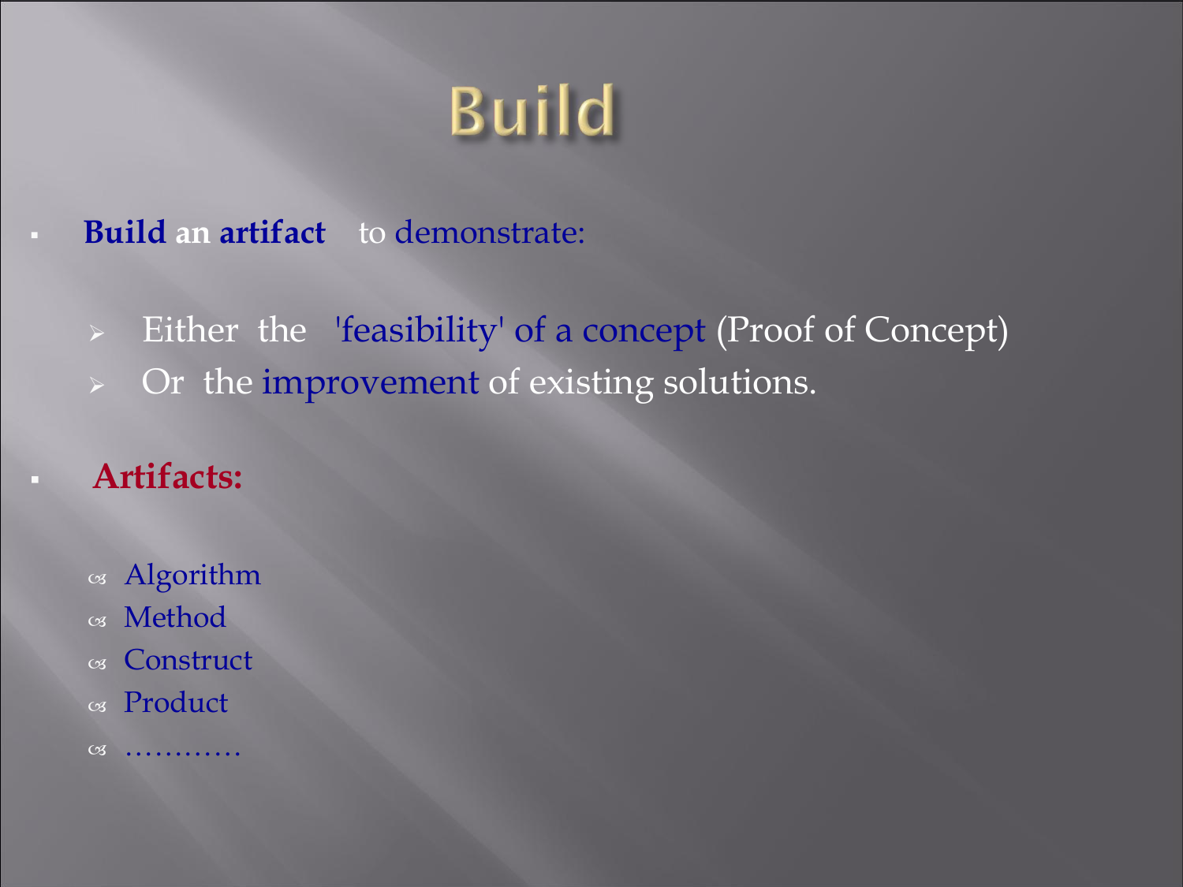# Build

- **Build an artifact** to demonstrate:
  - Either the 'feasibility' of a concept (Proof of Concept)
  - Or the improvement of existing solutions.

- **Artifacts:**
  - Algorithm
  - Method
  - Construct
  - Product
  - ………..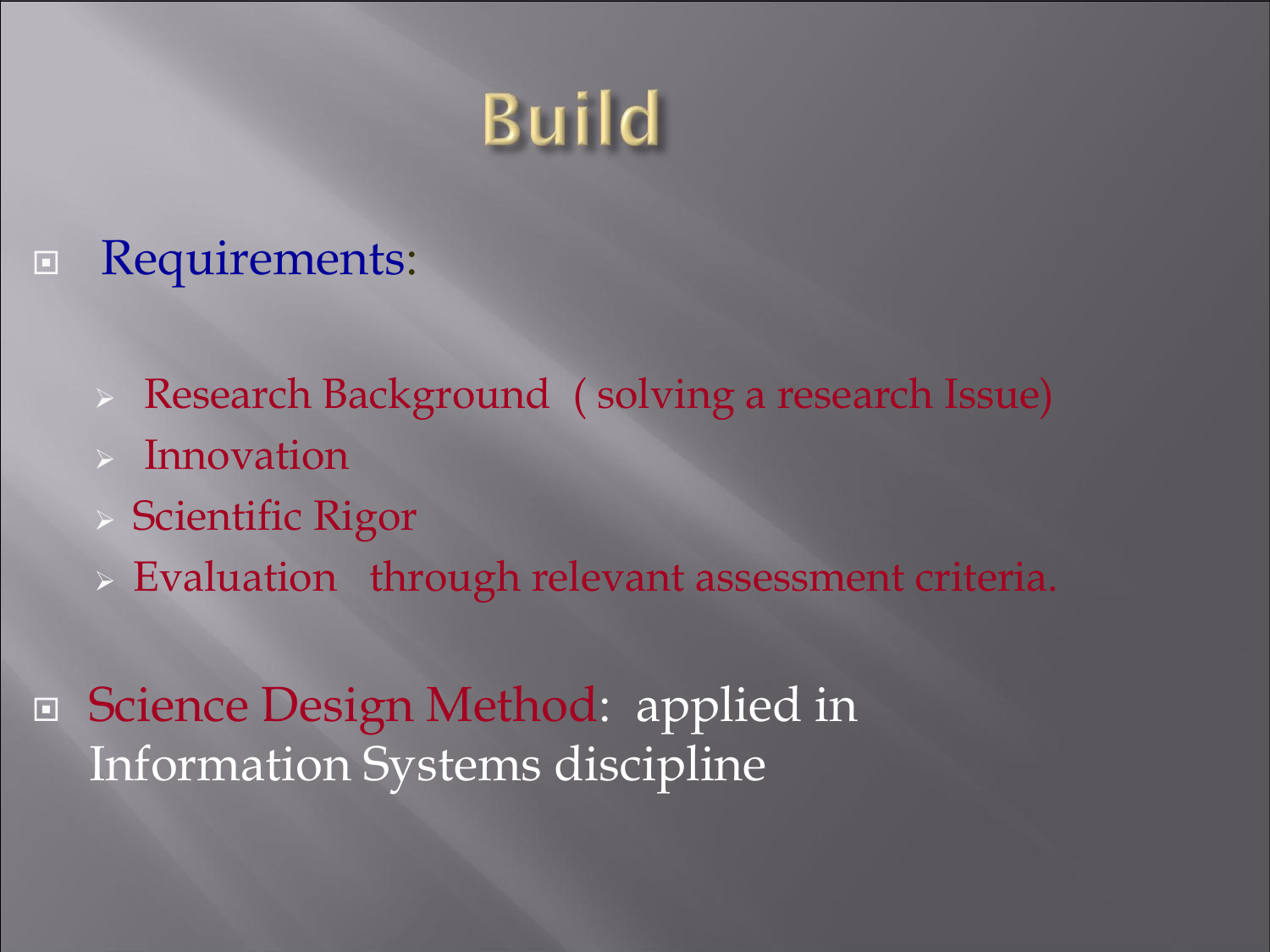# Build

- Requirements:
  - Research Background ( solving a research Issue)
  - Innovation
  - Scientific Rigor
  - Evaluation through relevant assessment criteria.
- Science Design Method: applied in Information Systems discipline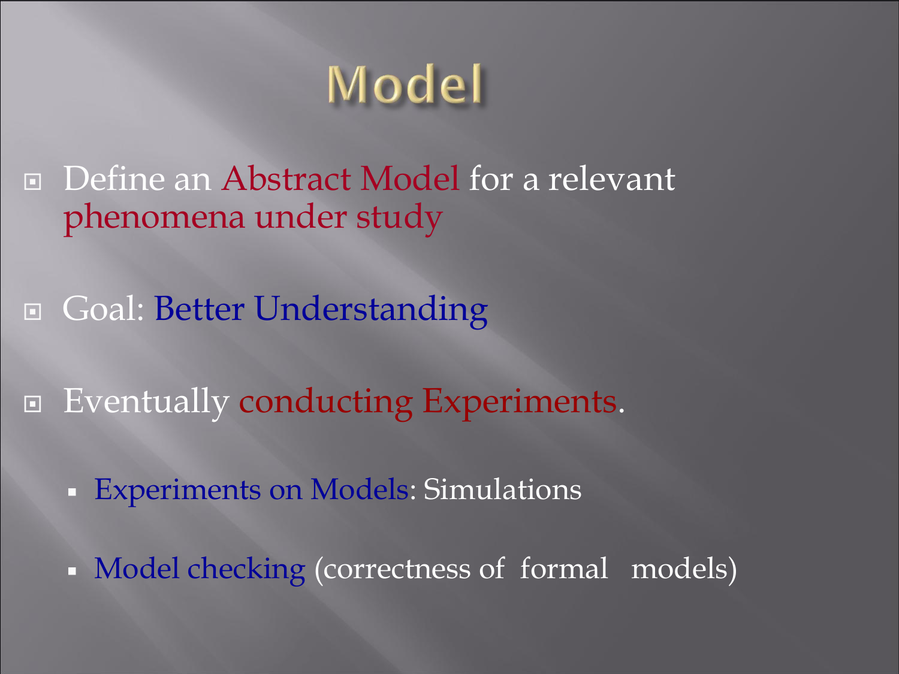# Model

- Define an Abstract Model for a relevant phenomena under study

- Goal: Better Understanding

- Eventually conducting Experiments.

  - Experiments on Models: Simulations

  - Model checking (correctness of formal models)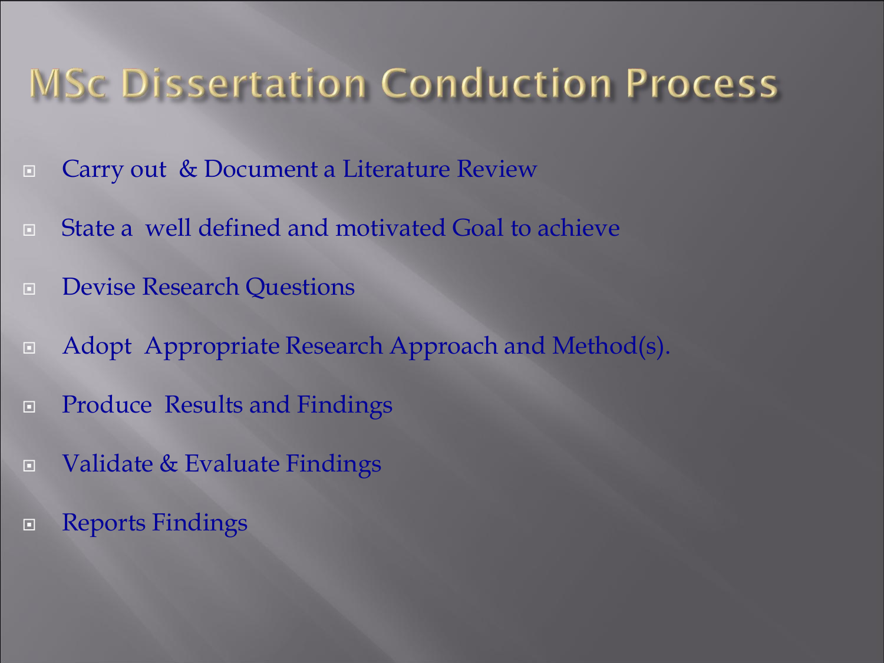# MSc Dissertation Conduction Process

- Carry out & Document a Literature Review
- State a well defined and motivated Goal to achieve
- Devise Research Questions
- Adopt Appropriate Research Approach and Method(s).
- Produce Results and Findings
- Validate & Evaluate Findings
- Reports Findings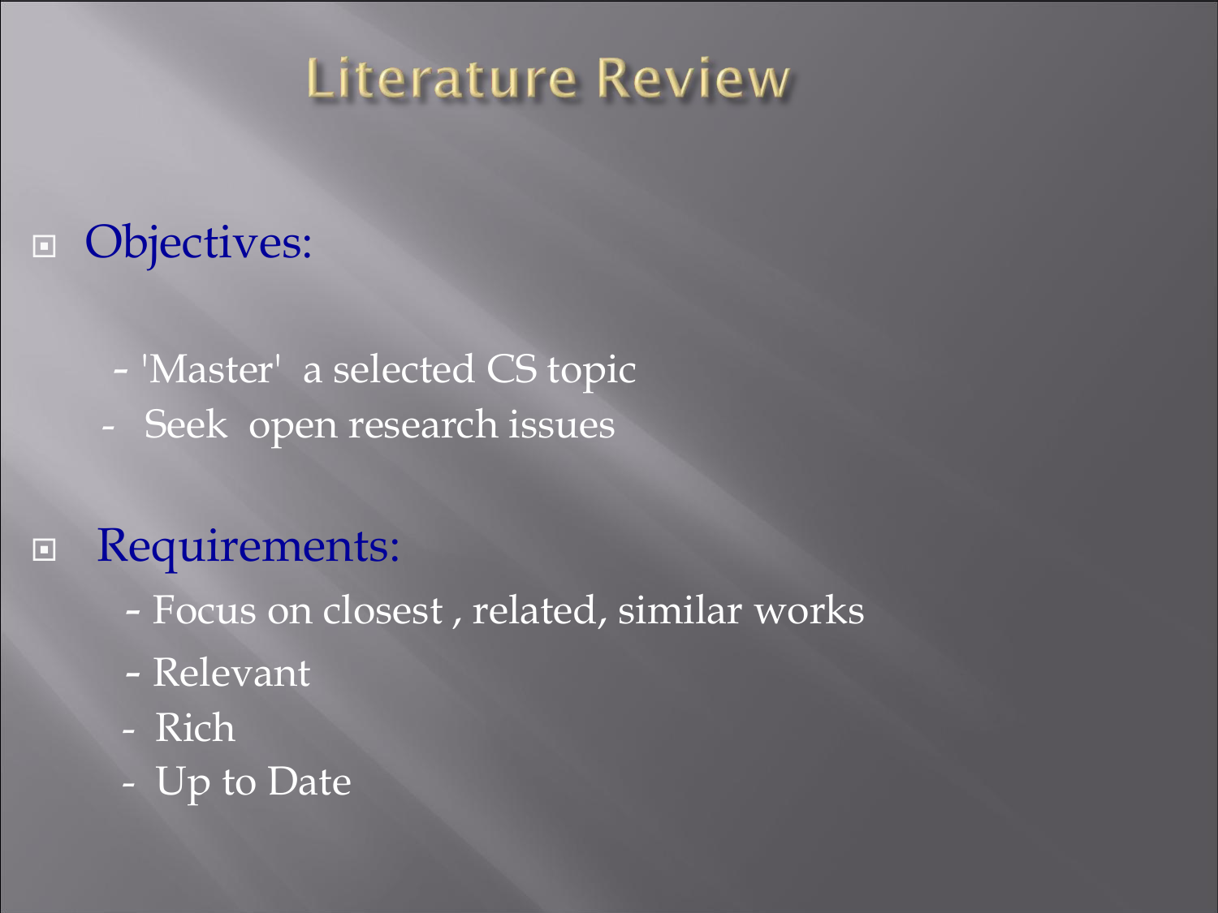# Literature Review

- Objectives:

  - 'Master' a selected CS topic
  - Seek open research issues

- Requirements:

  - Focus on closest , related, similar works
  - Relevant
  - Rich
  - Up to Date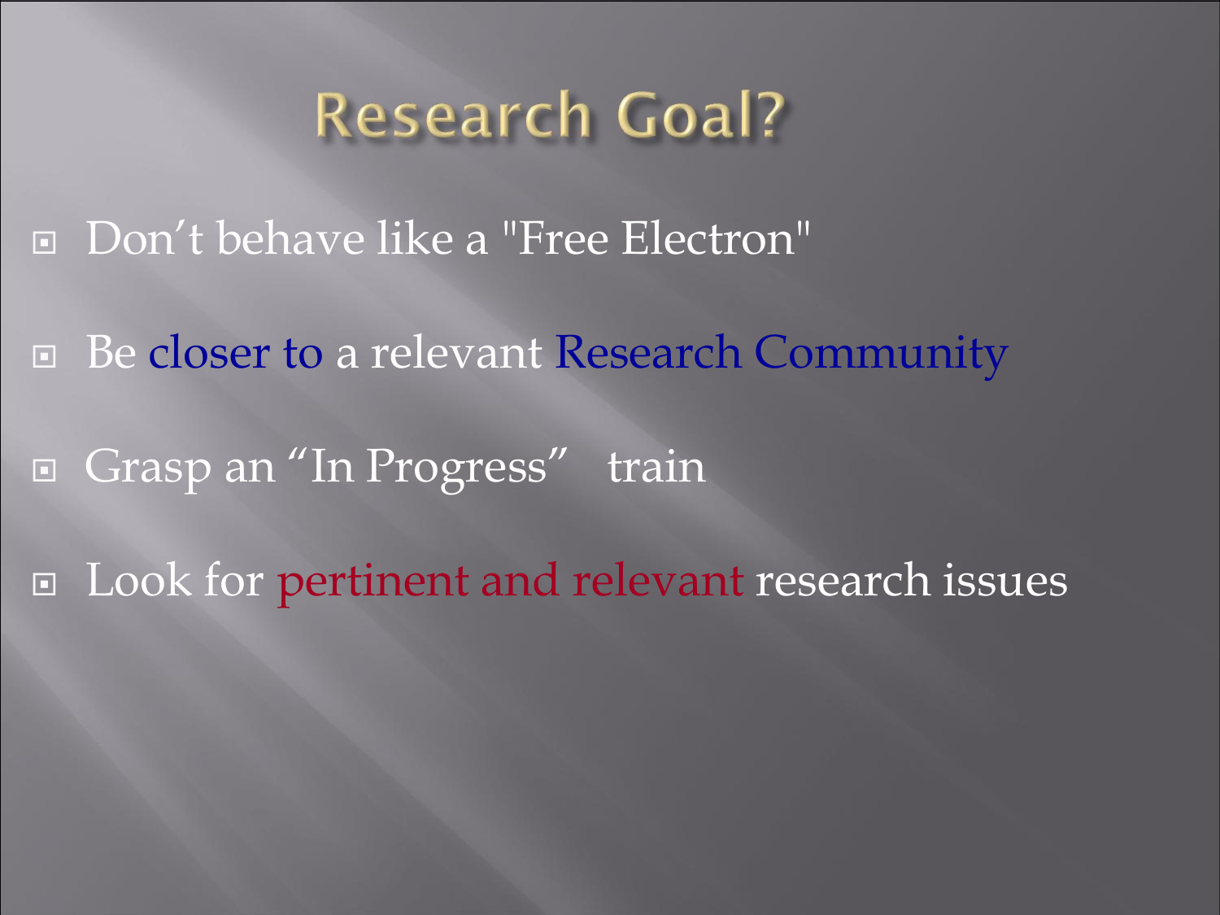# Research Goal?

- Don't behave like a "Free Electron"
- Be closer to a relevant Research Community
- Grasp an "In Progress"  train
- Look for pertinent and relevant research issues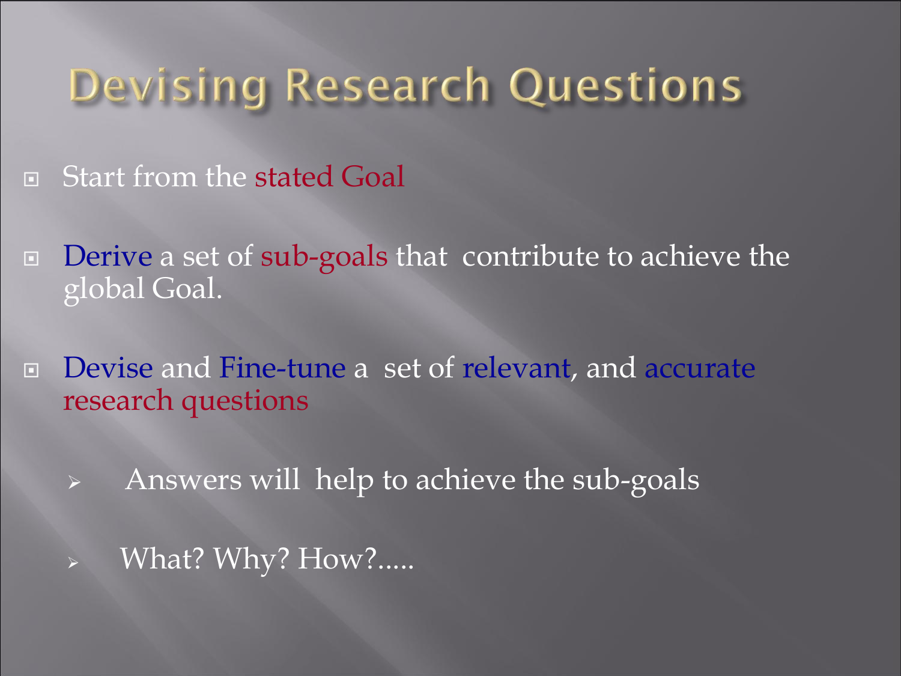# Devising Research Questions

- Start from the stated Goal
- Derive a set of sub-goals that contribute to achieve the global Goal.
- Devise and Fine-tune a set of relevant, and accurate research questions
  - Answers will help to achieve the sub-goals
  - What? Why? How?.....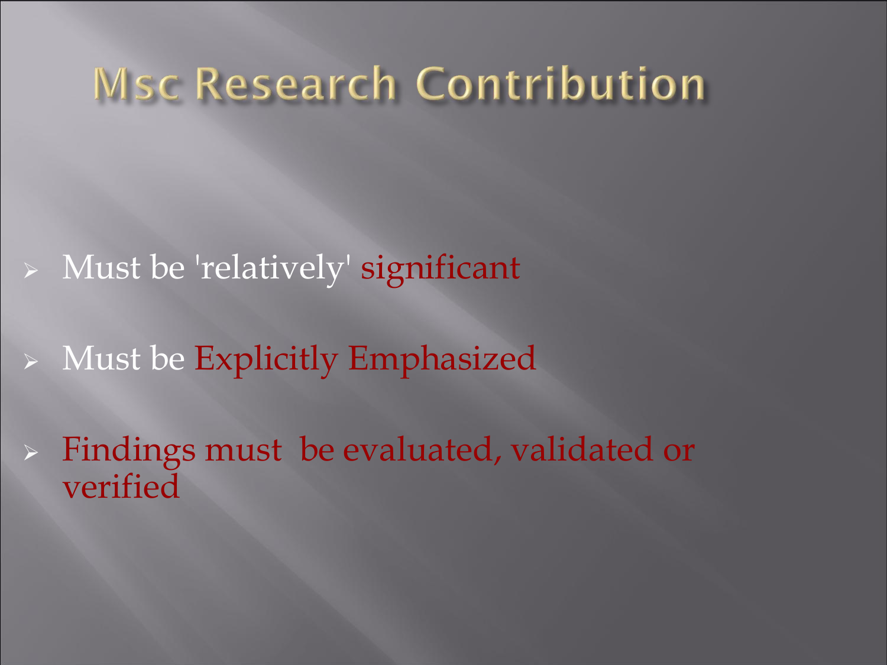# Msc Research Contribution

- Must be 'relatively' significant
- Must be Explicitly Emphasized
- Findings must be evaluated, validated or verified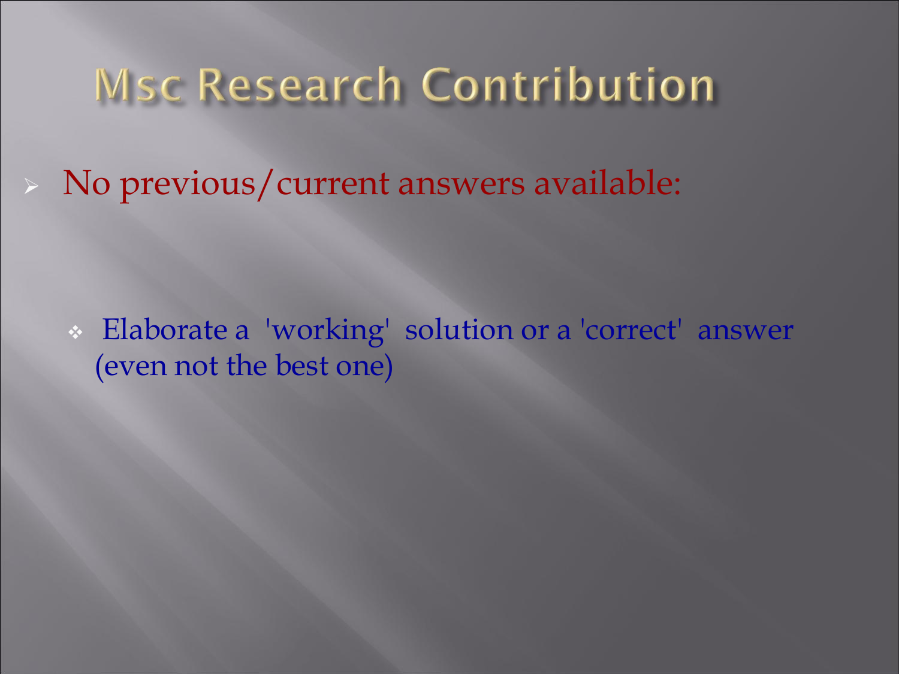# Msc Research Contribution

- No previous/current answers available:

    - Elaborate a 'working' solution or a 'correct' answer (even not the best one)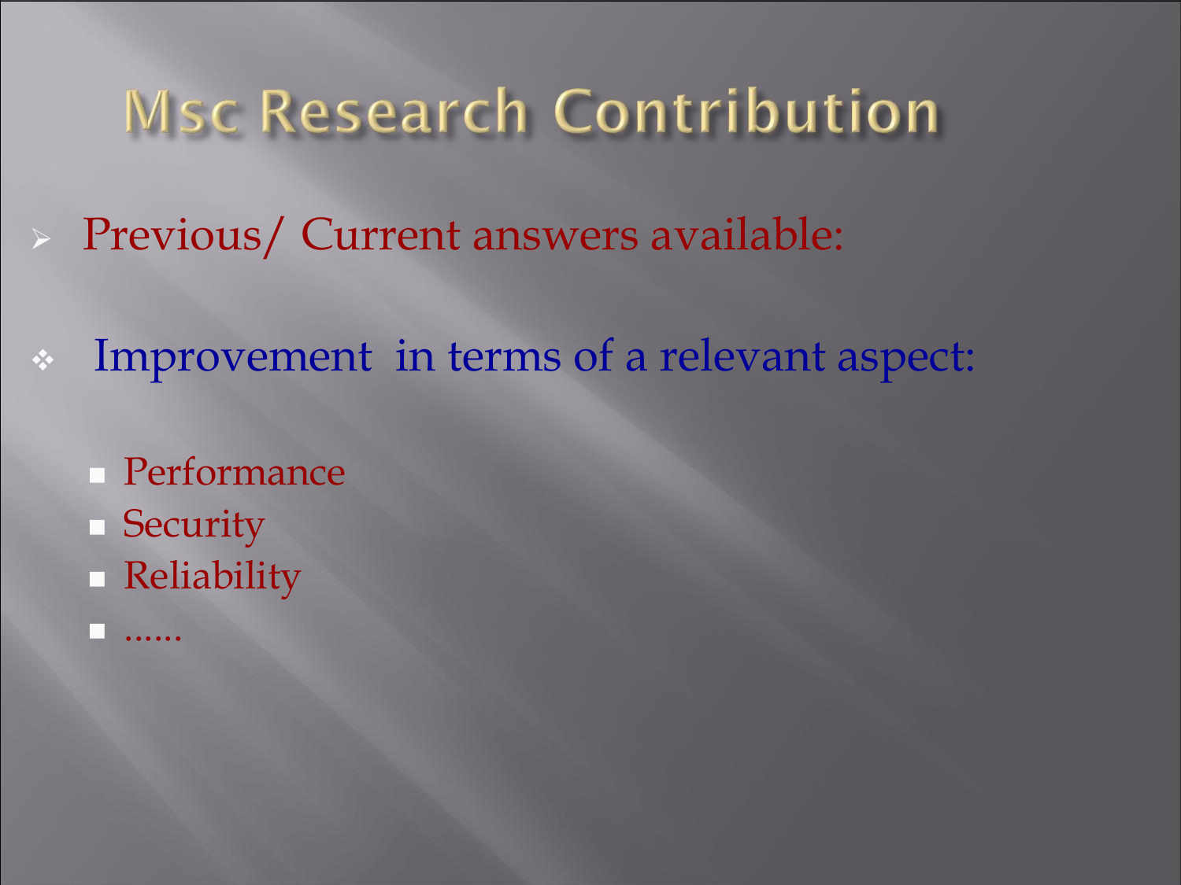# Msc Research Contribution

- Previous/ Current answers available:

- Improvement in terms of a relevant aspect:

  - Performance
  - Security
  - Reliability
  - ……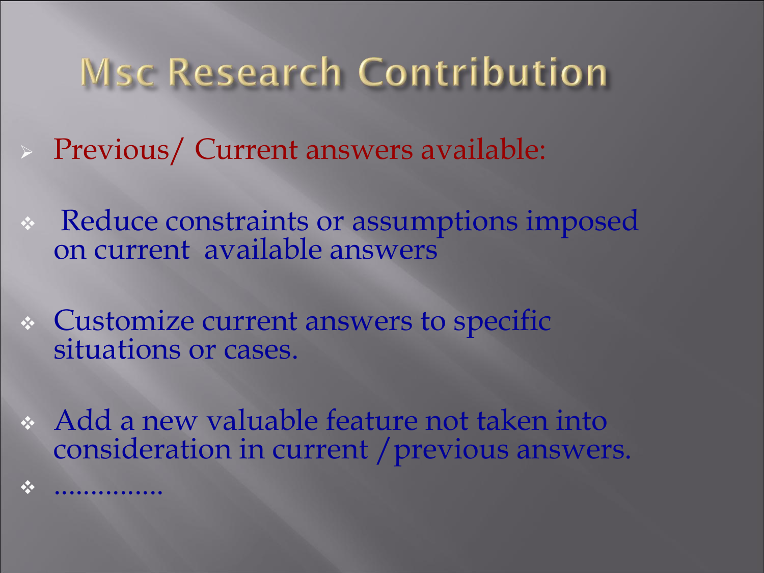# Msc Research Contribution

- Previous/ Current answers available:

- Reduce constraints or assumptions imposed on current available answers

- Customize current answers to specific situations or cases.

- Add a new valuable feature not taken into consideration in current /previous answers.

- ...............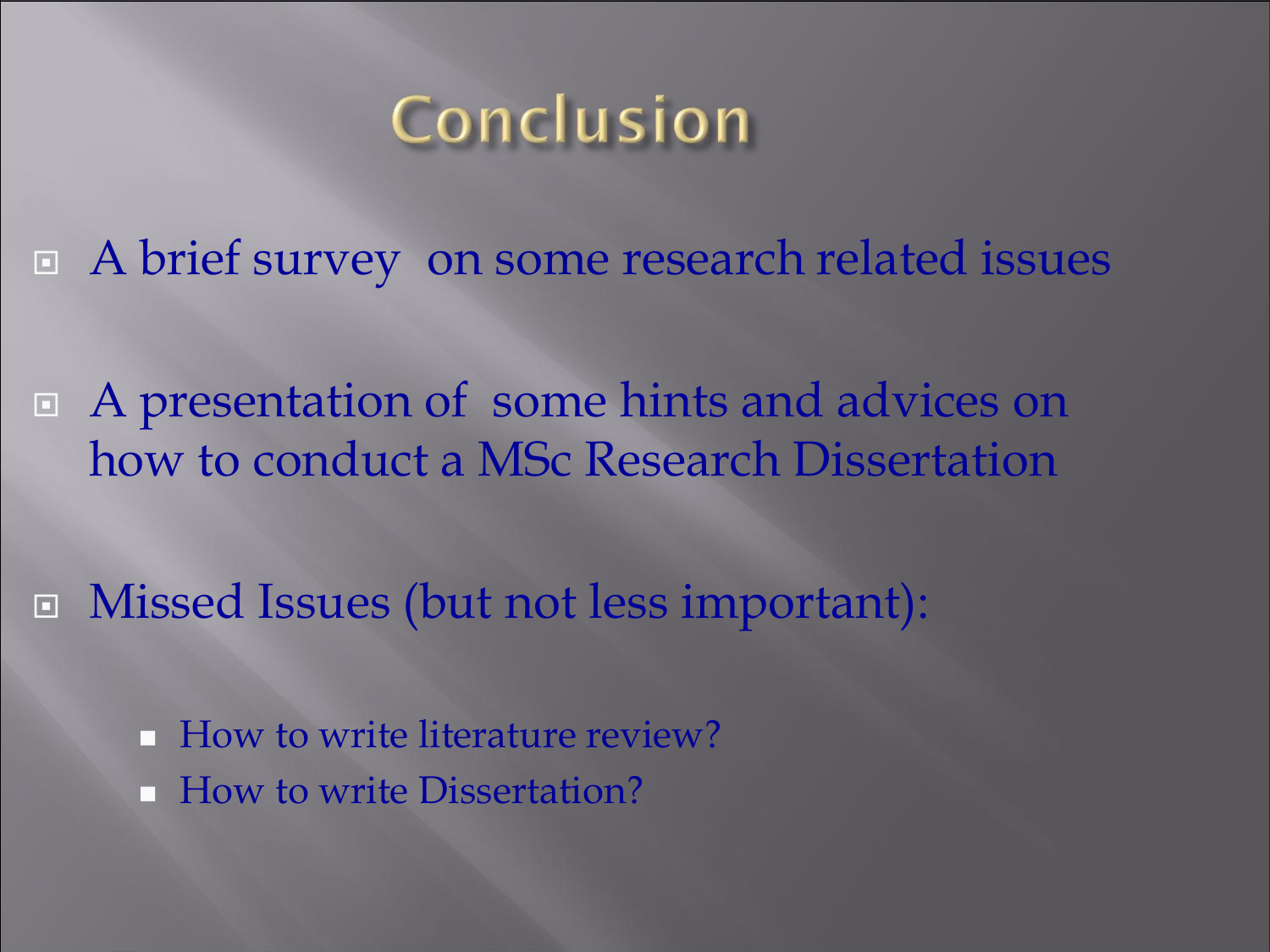# Conclusion

- A brief survey on some research related issues
- A presentation of some hints and advices on how to conduct a MSc Research Dissertation
- Missed Issues (but not less important):
  - How to write literature review?
  - How to write Dissertation?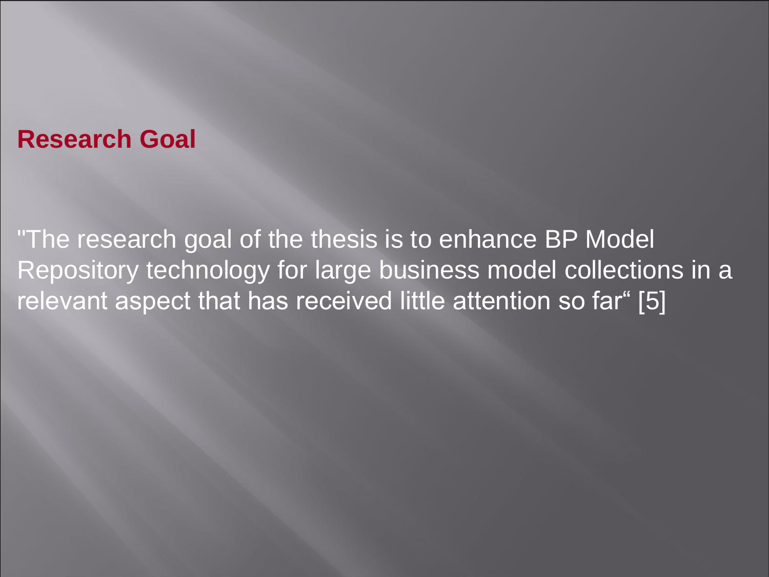## Research Goal

"The research goal of the thesis is to enhance BP Model Repository technology for large business model collections in a relevant aspect that has received little attention so far“ [5]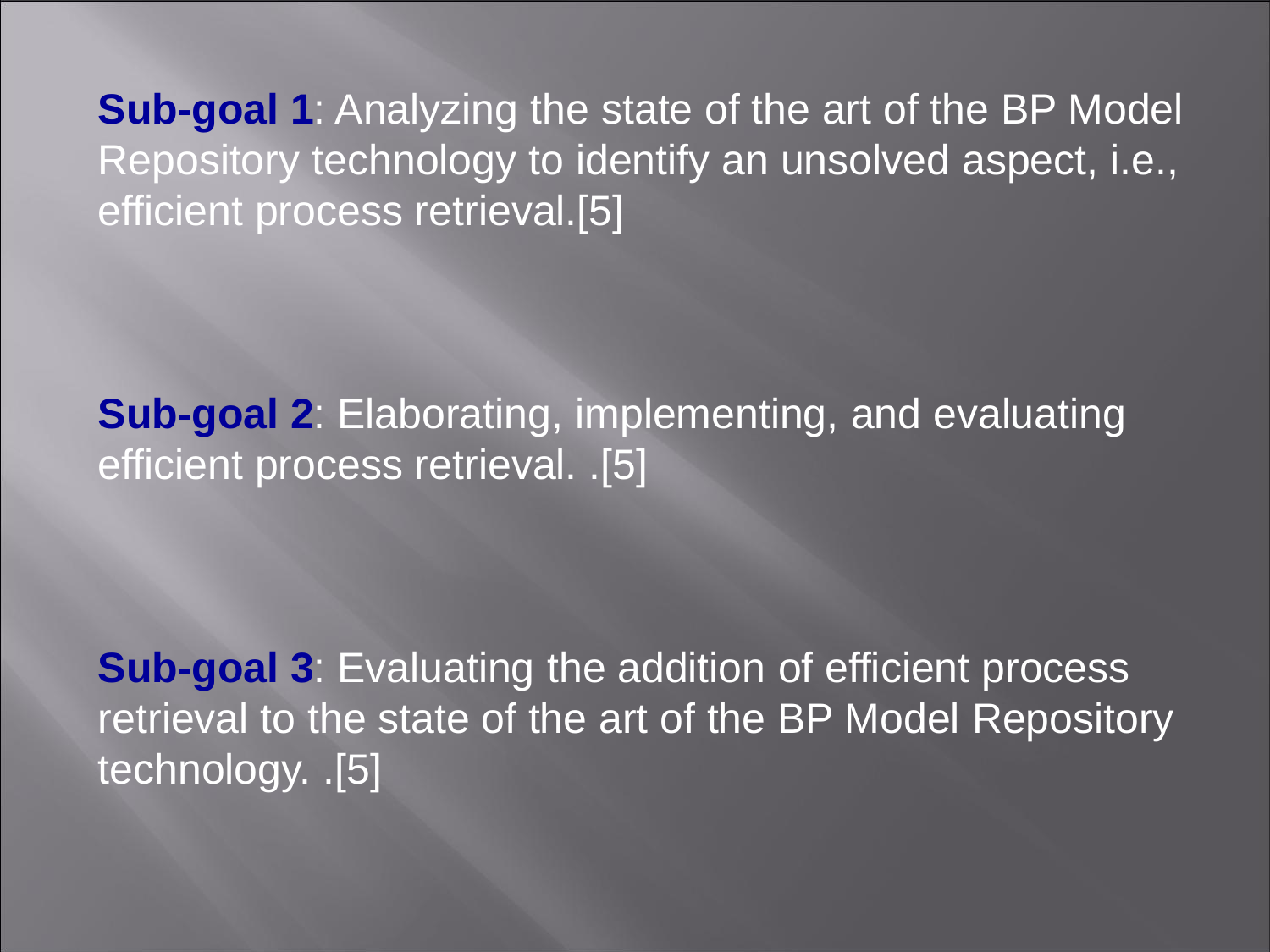**Sub-goal 1**: Analyzing the state of the art of the BP Model Repository technology to identify an unsolved aspect, i.e., efficient process retrieval.[5]

**Sub-goal 2**: Elaborating, implementing, and evaluating efficient process retrieval. .[5]

**Sub-goal 3**: Evaluating the addition of efficient process retrieval to the state of the art of the BP Model Repository technology. .[5]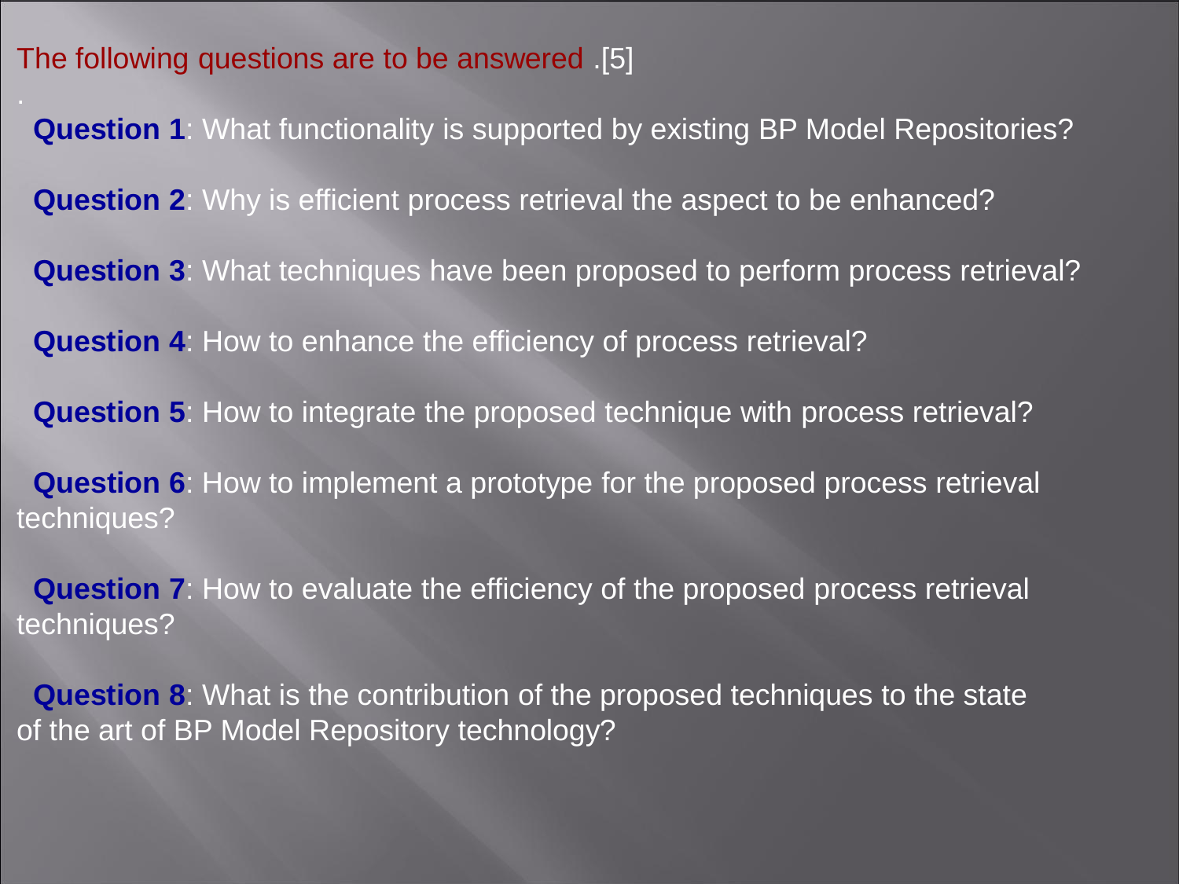The following questions are to be answered .[5]

**Question 1**: What functionality is supported by existing BP Model Repositories?

**Question 2**: Why is efficient process retrieval the aspect to be enhanced?

**Question 3**: What techniques have been proposed to perform process retrieval?

**Question 4**: How to enhance the efficiency of process retrieval?

**Question 5**: How to integrate the proposed technique with process retrieval?

**Question 6**: How to implement a prototype for the proposed process retrieval techniques?

**Question 7**: How to evaluate the efficiency of the proposed process retrieval techniques?

**Question 8**: What is the contribution of the proposed techniques to the state of the art of BP Model Repository technology?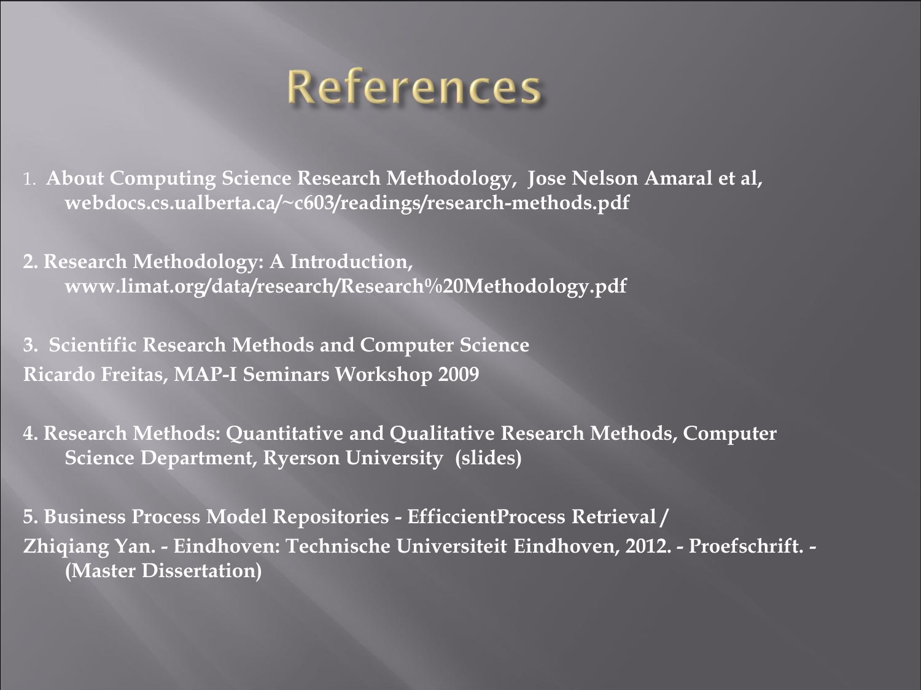# References

1. **About Computing Science Research Methodology, Jose Nelson Amaral et al, webdocs.cs.ualberta.ca/~c603/readings/research-methods.pdf**

**2. Research Methodology: A Introduction, www.limat.org/data/research/Research%20Methodology.pdf**

**3. Scientific Research Methods and Computer Science**
**Ricardo Freitas, MAP-I Seminars Workshop 2009**

**4. Research Methods: Quantitative and Qualitative Research Methods, Computer Science Department, Ryerson University (slides)**

**5. Business Process Model Repositories - EfficcientProcess Retrieval /**
**Zhiqiang Yan. - Eindhoven: Technische Universiteit Eindhoven, 2012. - Proefschrift. - (Master Dissertation)**